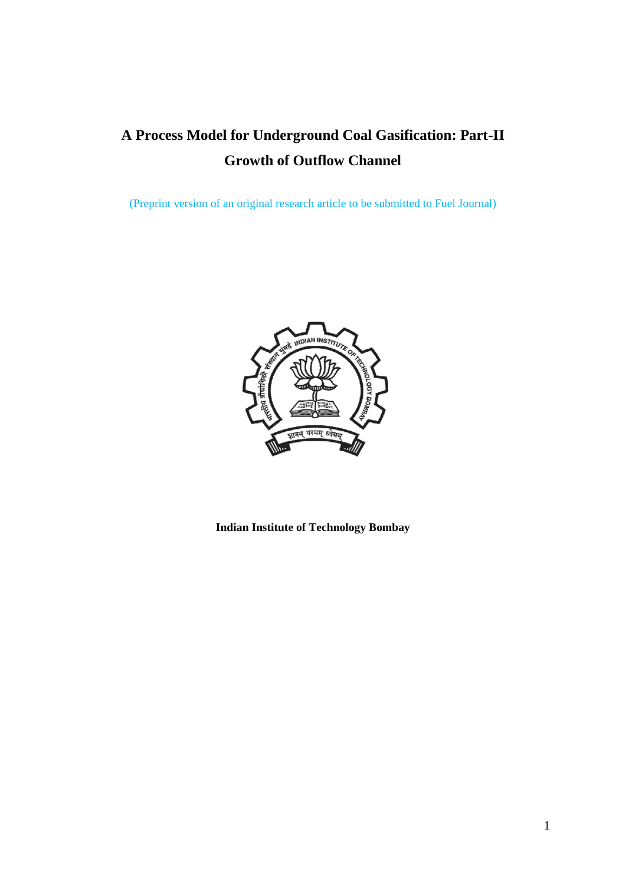# A Process Model for Underground Coal Gasification: Part-II Growth of Outflow Channel

(Preprint version of an original research article to be submitted to Fuel Journal)

**Indian Institute of Technology Bombay**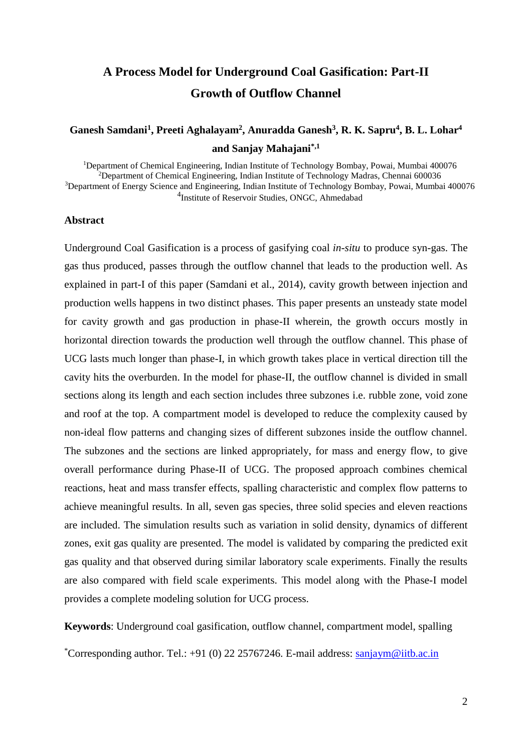# A Process Model for Underground Coal Gasification: Part-II Growth of Outflow Channel

**Ganesh Samdani[1], Preeti Aghalayam[2], Anuradda Ganesh[3], R. K. Sapru[4], B. L. Lohar[4] and Sanjay Mahajani[*,1]**

[1]Department of Chemical Engineering, Indian Institute of Technology Bombay, Powai, Mumbai 400076
[2]Department of Chemical Engineering, Indian Institute of Technology Madras, Chennai 600036
[3]Department of Energy Science and Engineering, Indian Institute of Technology Bombay, Powai, Mumbai 400076
[4]Institute of Reservoir Studies, ONGC, Ahmedabad

## Abstract

Underground Coal Gasification is a process of gasifying coal *in-situ* to produce syn-gas. The gas thus produced, passes through the outflow channel that leads to the production well. As explained in part-I of this paper (Samdani et al., 2014), cavity growth between injection and production wells happens in two distinct phases. This paper presents an unsteady state model for cavity growth and gas production in phase-II wherein, the growth occurs mostly in horizontal direction towards the production well through the outflow channel. This phase of UCG lasts much longer than phase-I, in which growth takes place in vertical direction till the cavity hits the overburden. In the model for phase-II, the outflow channel is divided in small sections along its length and each section includes three subzones i.e. rubble zone, void zone and roof at the top. A compartment model is developed to reduce the complexity caused by non-ideal flow patterns and changing sizes of different subzones inside the outflow channel. The subzones and the sections are linked appropriately, for mass and energy flow, to give overall performance during Phase-II of UCG. The proposed approach combines chemical reactions, heat and mass transfer effects, spalling characteristic and complex flow patterns to achieve meaningful results. In all, seven gas species, three solid species and eleven reactions are included. The simulation results such as variation in solid density, dynamics of different zones, exit gas quality are presented. The model is validated by comparing the predicted exit gas quality and that observed during similar laboratory scale experiments. Finally the results are also compared with field scale experiments. This model along with the Phase-I model provides a complete modeling solution for UCG process.

**Keywords**: Underground coal gasification, outflow channel, compartment model, spalling

[*]Corresponding author. Tel.: +91 (0) 22 25767246. E-mail address: sanjaym@iitb.ac.in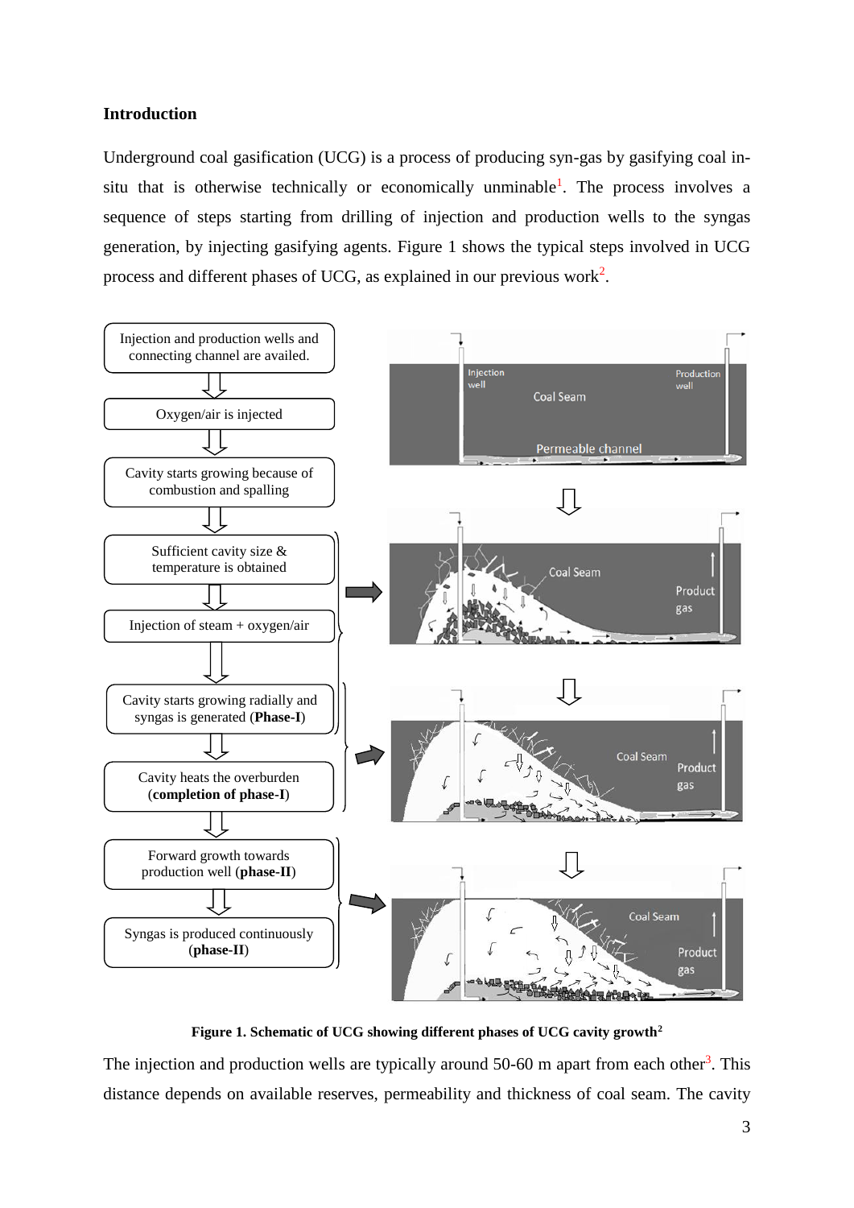## Introduction

Underground coal gasification (UCG) is a process of producing syn-gas by gasifying coal in-situ that is otherwise technically or economically unminable[1]. The process involves a sequence of steps starting from drilling of injection and production wells to the syngas generation, by injecting gasifying agents. Figure 1 shows the typical steps involved in UCG process and different phases of UCG, as explained in our previous work[2].

Figure 1. Schematic of UCG showing different phases of UCG cavity growth[2]

The injection and production wells are typically around 50-60 m apart from each other[3]. This distance depends on available reserves, permeability and thickness of coal seam. The cavity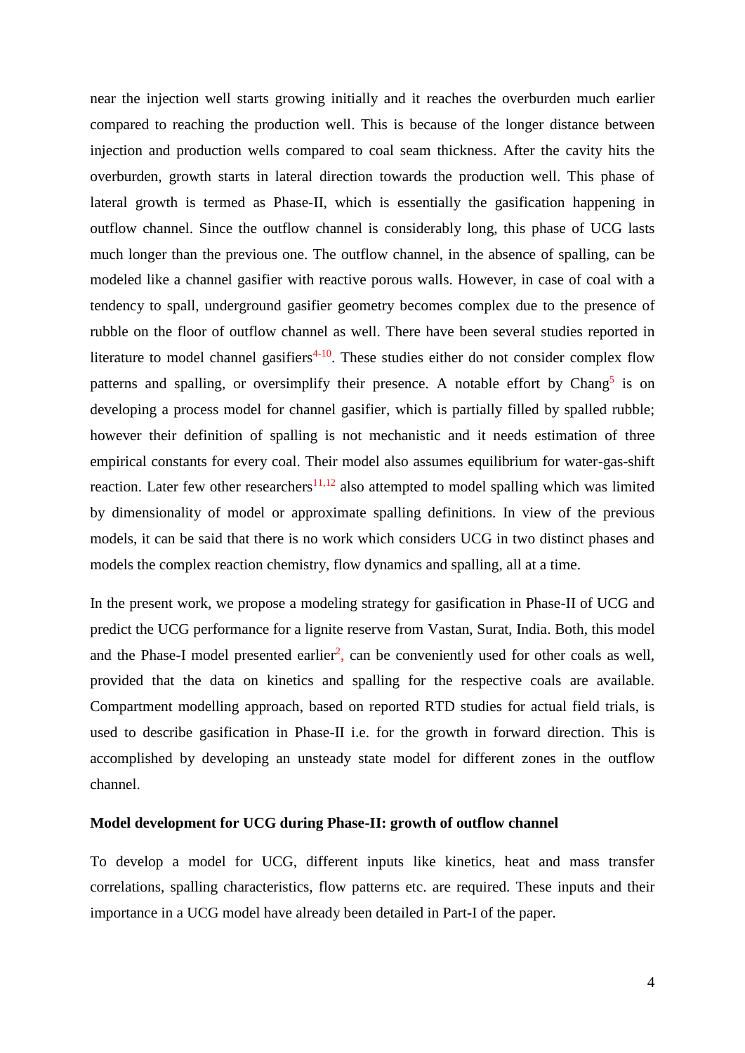near the injection well starts growing initially and it reaches the overburden much earlier compared to reaching the production well. This is because of the longer distance between injection and production wells compared to coal seam thickness. After the cavity hits the overburden, growth starts in lateral direction towards the production well. This phase of lateral growth is termed as Phase-II, which is essentially the gasification happening in outflow channel. Since the outflow channel is considerably long, this phase of UCG lasts much longer than the previous one. The outflow channel, in the absence of spalling, can be modeled like a channel gasifier with reactive porous walls. However, in case of coal with a tendency to spall, underground gasifier geometry becomes complex due to the presence of rubble on the floor of outflow channel as well. There have been several studies reported in literature to model channel gasifiers[4-10]. These studies either do not consider complex flow patterns and spalling, or oversimplify their presence. A notable effort by Chang[5] is on developing a process model for channel gasifier, which is partially filled by spalled rubble; however their definition of spalling is not mechanistic and it needs estimation of three empirical constants for every coal. Their model also assumes equilibrium for water-gas-shift reaction. Later few other researchers[11,12] also attempted to model spalling which was limited by dimensionality of model or approximate spalling definitions. In view of the previous models, it can be said that there is no work which considers UCG in two distinct phases and models the complex reaction chemistry, flow dynamics and spalling, all at a time.

In the present work, we propose a modeling strategy for gasification in Phase-II of UCG and predict the UCG performance for a lignite reserve from Vastan, Surat, India. Both, this model and the Phase-I model presented earlier[2], can be conveniently used for other coals as well, provided that the data on kinetics and spalling for the respective coals are available. Compartment modelling approach, based on reported RTD studies for actual field trials, is used to describe gasification in Phase-II i.e. for the growth in forward direction. This is accomplished by developing an unsteady state model for different zones in the outflow channel.

**Model development for UCG during Phase-II: growth of outflow channel**

To develop a model for UCG, different inputs like kinetics, heat and mass transfer correlations, spalling characteristics, flow patterns etc. are required. These inputs and their importance in a UCG model have already been detailed in Part-I of the paper.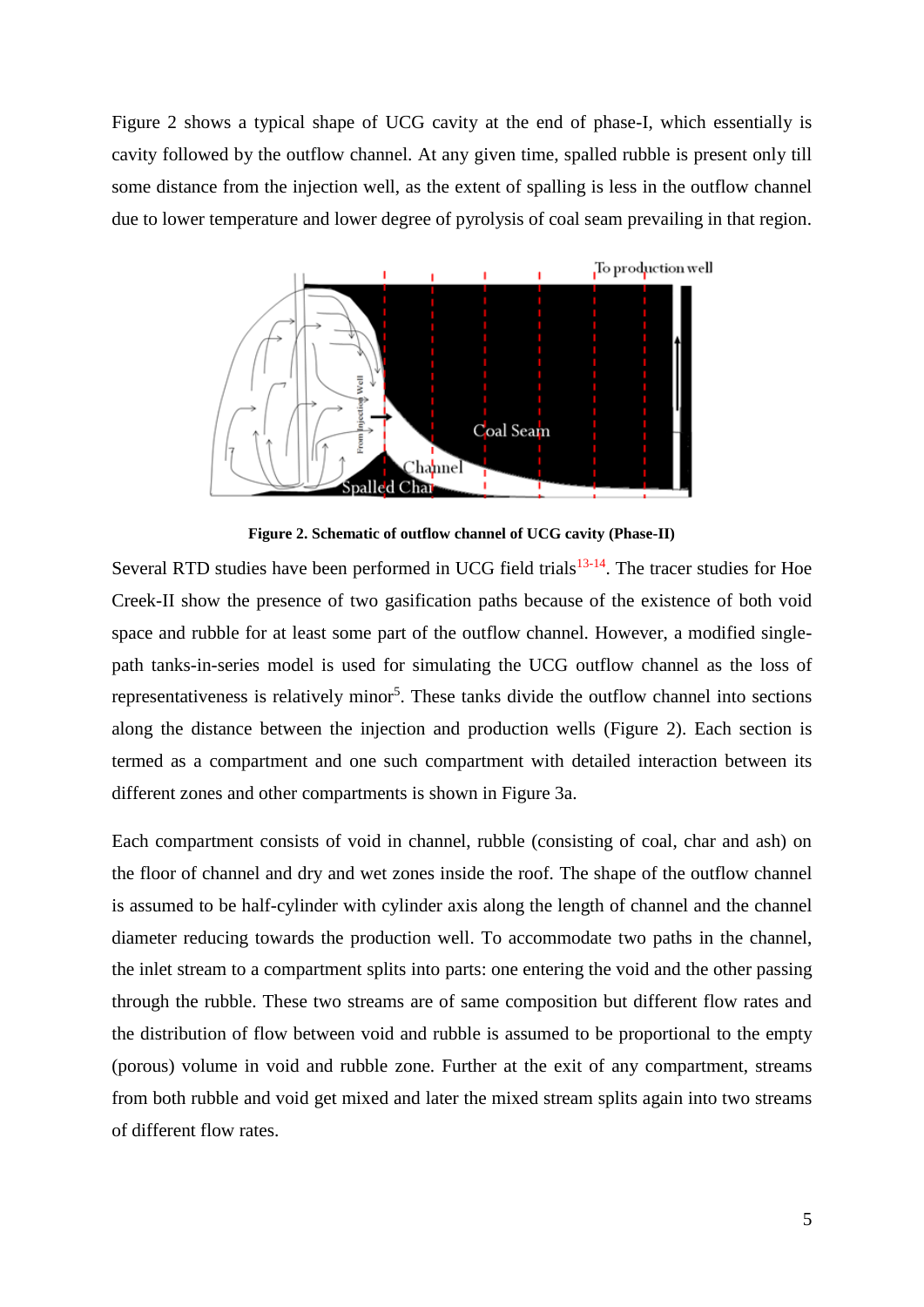Figure 2 shows a typical shape of UCG cavity at the end of phase-I, which essentially is cavity followed by the outflow channel. At any given time, spalled rubble is present only till some distance from the injection well, as the extent of spalling is less in the outflow channel due to lower temperature and lower degree of pyrolysis of coal seam prevailing in that region.

**Figure 2. Schematic of outflow channel of UCG cavity (Phase-II)**

Several RTD studies have been performed in UCG field trials[13-14]. The tracer studies for Hoe Creek-II show the presence of two gasification paths because of the existence of both void space and rubble for at least some part of the outflow channel. However, a modified single-path tanks-in-series model is used for simulating the UCG outflow channel as the loss of representativeness is relatively minor[5]. These tanks divide the outflow channel into sections along the distance between the injection and production wells (Figure 2). Each section is termed as a compartment and one such compartment with detailed interaction between its different zones and other compartments is shown in Figure 3a.

Each compartment consists of void in channel, rubble (consisting of coal, char and ash) on the floor of channel and dry and wet zones inside the roof. The shape of the outflow channel is assumed to be half-cylinder with cylinder axis along the length of channel and the channel diameter reducing towards the production well. To accommodate two paths in the channel, the inlet stream to a compartment splits into parts: one entering the void and the other passing through the rubble. These two streams are of same composition but different flow rates and the distribution of flow between void and rubble is assumed to be proportional to the empty (porous) volume in void and rubble zone. Further at the exit of any compartment, streams from both rubble and void get mixed and later the mixed stream splits again into two streams of different flow rates.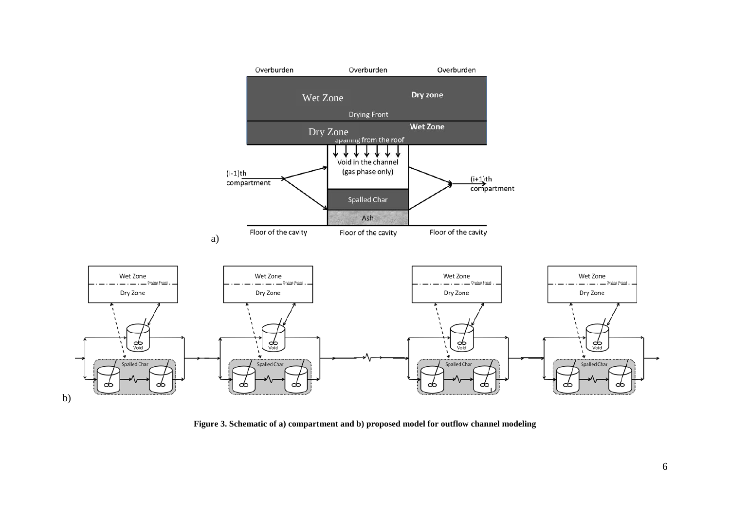**Figure 3. Schematic of a) compartment and b) proposed model for outflow channel modeling**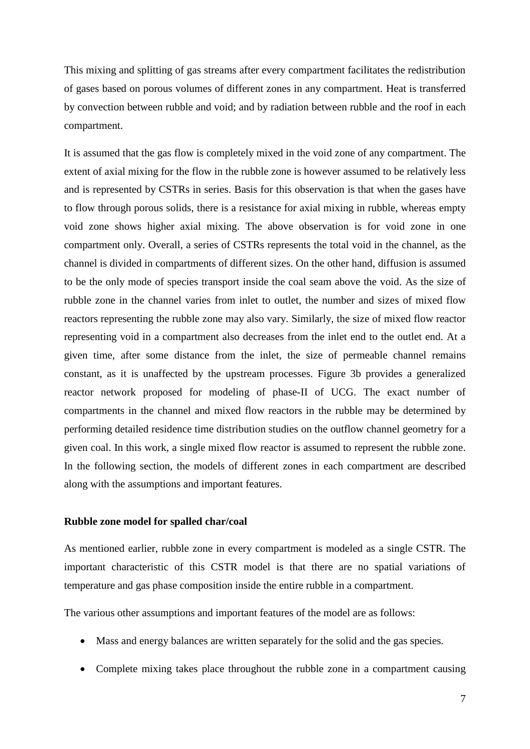This mixing and splitting of gas streams after every compartment facilitates the redistribution of gases based on porous volumes of different zones in any compartment. Heat is transferred by convection between rubble and void; and by radiation between rubble and the roof in each compartment.

It is assumed that the gas flow is completely mixed in the void zone of any compartment. The extent of axial mixing for the flow in the rubble zone is however assumed to be relatively less and is represented by CSTRs in series. Basis for this observation is that when the gases have to flow through porous solids, there is a resistance for axial mixing in rubble, whereas empty void zone shows higher axial mixing. The above observation is for void zone in one compartment only. Overall, a series of CSTRs represents the total void in the channel, as the channel is divided in compartments of different sizes. On the other hand, diffusion is assumed to be the only mode of species transport inside the coal seam above the void. As the size of rubble zone in the channel varies from inlet to outlet, the number and sizes of mixed flow reactors representing the rubble zone may also vary. Similarly, the size of mixed flow reactor representing void in a compartment also decreases from the inlet end to the outlet end. At a given time, after some distance from the inlet, the size of permeable channel remains constant, as it is unaffected by the upstream processes. Figure 3b provides a generalized reactor network proposed for modeling of phase-II of UCG. The exact number of compartments in the channel and mixed flow reactors in the rubble may be determined by performing detailed residence time distribution studies on the outflow channel geometry for a given coal. In this work, a single mixed flow reactor is assumed to represent the rubble zone. In the following section, the models of different zones in each compartment are described along with the assumptions and important features.

**Rubble zone model for spalled char/coal**

As mentioned earlier, rubble zone in every compartment is modeled as a single CSTR. The important characteristic of this CSTR model is that there are no spatial variations of temperature and gas phase composition inside the entire rubble in a compartment.

The various other assumptions and important features of the model are as follows:

- Mass and energy balances are written separately for the solid and the gas species.
- Complete mixing takes place throughout the rubble zone in a compartment causing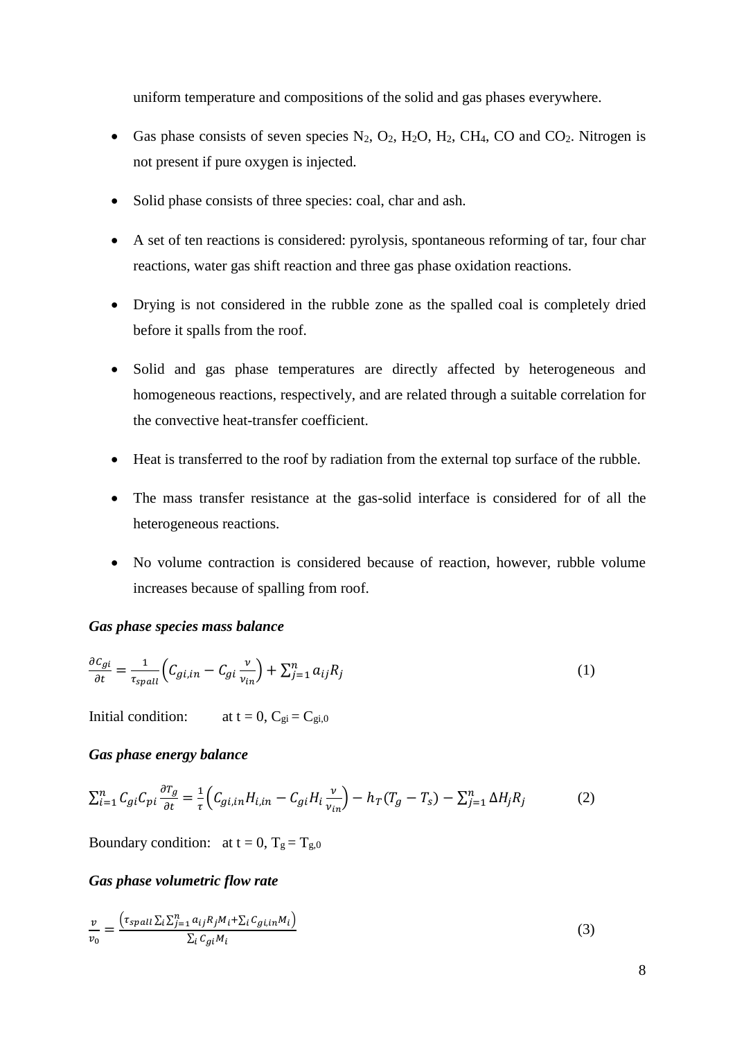uniform temperature and compositions of the solid and gas phases everywhere.

- Gas phase consists of seven species $N_2$, $O_2$, $H_2O$, $H_2$, $CH_4$, CO and $CO_2$. Nitrogen is not present if pure oxygen is injected.
- Solid phase consists of three species: coal, char and ash.
- A set of ten reactions is considered: pyrolysis, spontaneous reforming of tar, four char reactions, water gas shift reaction and three gas phase oxidation reactions.
- Drying is not considered in the rubble zone as the spalled coal is completely dried before it spalls from the roof.
- Solid and gas phase temperatures are directly affected by heterogeneous and homogeneous reactions, respectively, and are related through a suitable correlation for the convective heat-transfer coefficient.
- Heat is transferred to the roof by radiation from the external top surface of the rubble.
- The mass transfer resistance at the gas-solid interface is considered for of all the heterogeneous reactions.
- No volume contraction is considered because of reaction, however, rubble volume increases because of spalling from roof.

***Gas phase species mass balance***

$$\frac{\partial C_{gi}}{\partial t} = \frac{1}{\tau_{spall}}\left(C_{gi,in} - C_{gi}\frac{\nu}{\nu_{in}}\right) + \sum_{j=1}^{n} a_{ij}R_j \tag{1}$$

Initial condition: at $t = 0$, $C_{gi} = C_{gi,0}$

***Gas phase energy balance***

$$\sum_{i=1}^{n} C_{gi}C_{pi}\frac{\partial T_g}{\partial t} = \frac{1}{\tau}\left(C_{gi,in}H_{i,in} - C_{gi}H_i\frac{\nu}{\nu_{in}}\right) - h_T(T_g - T_s) - \sum_{j=1}^{n}\Delta H_j R_j \tag{2}$$

Boundary condition: at $t = 0$, $T_g = T_{g,0}$

***Gas phase volumetric flow rate***

$$\frac{\nu}{\nu_0} = \frac{\left(\tau_{spall}\sum_i\sum_{j=1}^{n} a_{ij}R_jM_i + \sum_i C_{gi,in}M_i\right)}{\sum_i C_{gi}M_i} \tag{3}$$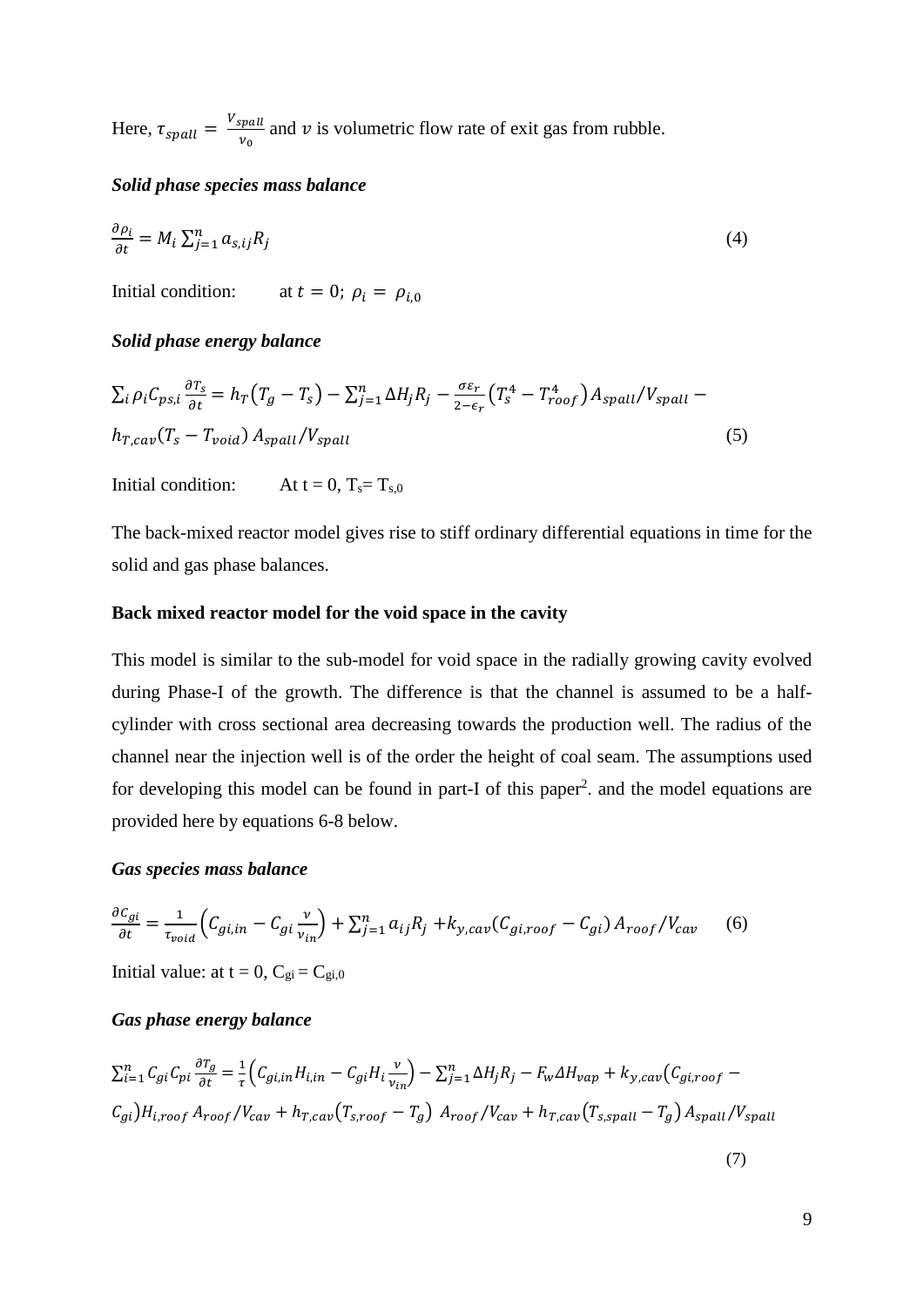Here, $\tau_{spall} = \frac{V_{spall}}{v_0}$ and $v$ is volumetric flow rate of exit gas from rubble.

***Solid phase species mass balance***

$$\frac{\partial \rho_i}{\partial t} = M_i \sum_{j=1}^{n} a_{s,ij} R_j \tag{4}$$

Initial condition: at $t = 0$; $\rho_i = \rho_{i,0}$

***Solid phase energy balance***

$$\sum_i \rho_i C_{ps,i} \frac{\partial T_s}{\partial t} = h_T(T_g - T_s) - \sum_{j=1}^{n} \Delta H_j R_j - \frac{\sigma \varepsilon_r}{2-\epsilon_r}\left(T_s^4 - T_{roof}^4\right) A_{spall}/V_{spall} - h_{T,cav}(T_s - T_{void})\, A_{spall}/V_{spall} \tag{5}$$

Initial condition: At $t = 0$, $T_s = T_{s,0}$

The back-mixed reactor model gives rise to stiff ordinary differential equations in time for the solid and gas phase balances.

**Back mixed reactor model for the void space in the cavity**

This model is similar to the sub-model for void space in the radially growing cavity evolved during Phase-I of the growth. The difference is that the channel is assumed to be a half-cylinder with cross sectional area decreasing towards the production well. The radius of the channel near the injection well is of the order the height of coal seam. The assumptions used for developing this model can be found in part-I of this paper[2]. and the model equations are provided here by equations 6-8 below.

***Gas species mass balance***

$$\frac{\partial C_{gi}}{\partial t} = \frac{1}{\tau_{void}}\left(C_{gi,in} - C_{gi}\frac{v}{v_{in}}\right) + \sum_{j=1}^{n} a_{ij} R_j + k_{y,cav}(C_{gi,roof} - C_{gi})\, A_{roof}/V_{cav} \tag{6}$$

Initial value: at $t = 0$, $C_{gi} = C_{gi,0}$

***Gas phase energy balance***

$$\sum_{i=1}^{n} C_{gi} C_{pi} \frac{\partial T_g}{\partial t} = \frac{1}{\tau}\left(C_{gi,in} H_{i,in} - C_{gi} H_i \frac{v}{v_{in}}\right) - \sum_{j=1}^{n} \Delta H_j R_j - F_w \Delta H_{vap} + k_{y,cav}\left(C_{gi,roof} - C_{gi}\right) H_{i,roof}\, A_{roof}/V_{cav} + h_{T,cav}\left(T_{s,roof} - T_g\right)\, A_{roof}/V_{cav} + h_{T,cav}\left(T_{s,spall} - T_g\right) A_{spall}/V_{spall} \tag{7}$$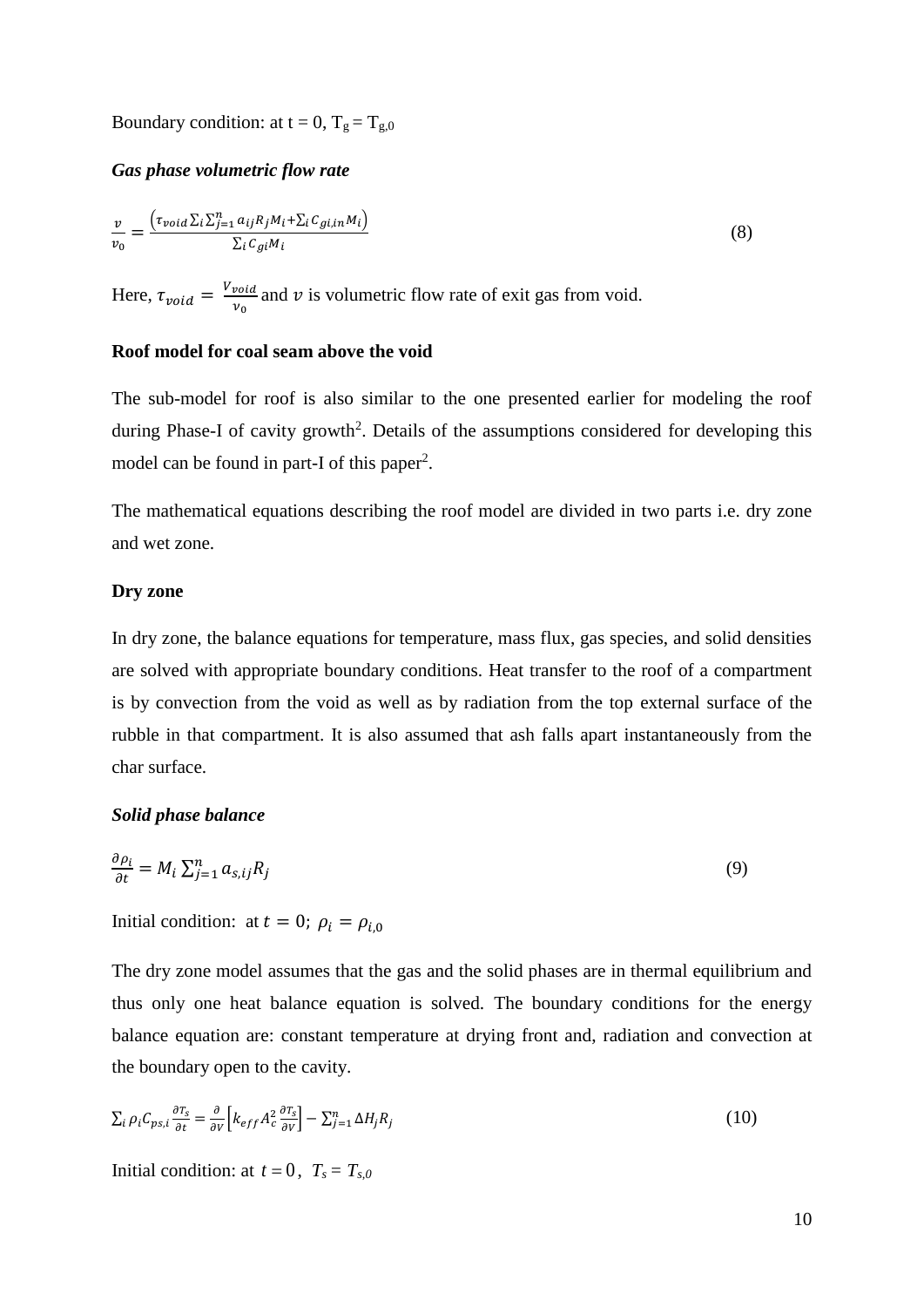Boundary condition: at t = 0, $T_g = T_{g,0}$

***Gas phase volumetric flow rate***

$$\frac{v}{v_0} = \frac{\left(\tau_{void}\sum_i \sum_{j=1}^{n} a_{ij} R_j M_i + \sum_i C_{gi,in} M_i\right)}{\sum_i C_{gi} M_i} \tag{8}$$

Here, $\tau_{void} = \frac{V_{void}}{v_0}$ and $v$ is volumetric flow rate of exit gas from void.

**Roof model for coal seam above the void**

The sub-model for roof is also similar to the one presented earlier for modeling the roof during Phase-I of cavity growth[2]. Details of the assumptions considered for developing this model can be found in part-I of this paper[2].

The mathematical equations describing the roof model are divided in two parts i.e. dry zone and wet zone.

**Dry zone**

In dry zone, the balance equations for temperature, mass flux, gas species, and solid densities are solved with appropriate boundary conditions. Heat transfer to the roof of a compartment is by convection from the void as well as by radiation from the top external surface of the rubble in that compartment. It is also assumed that ash falls apart instantaneously from the char surface.

***Solid phase balance***

$$\frac{\partial \rho_i}{\partial t} = M_i \sum_{j=1}^{n} a_{s,ij} R_j \tag{9}$$

Initial condition: at $t = 0$; $\rho_i = \rho_{i,0}$

The dry zone model assumes that the gas and the solid phases are in thermal equilibrium and thus only one heat balance equation is solved. The boundary conditions for the energy balance equation are: constant temperature at drying front and, radiation and convection at the boundary open to the cavity.

$$\sum_i \rho_i C_{ps,i} \frac{\partial T_s}{\partial t} = \frac{\partial}{\partial V}\left[k_{eff} A_c^2 \frac{\partial T_s}{\partial V}\right] - \sum_{j=1}^{n} \Delta H_j R_j \tag{10}$$

Initial condition: at $t = 0$, $T_s = T_{s,0}$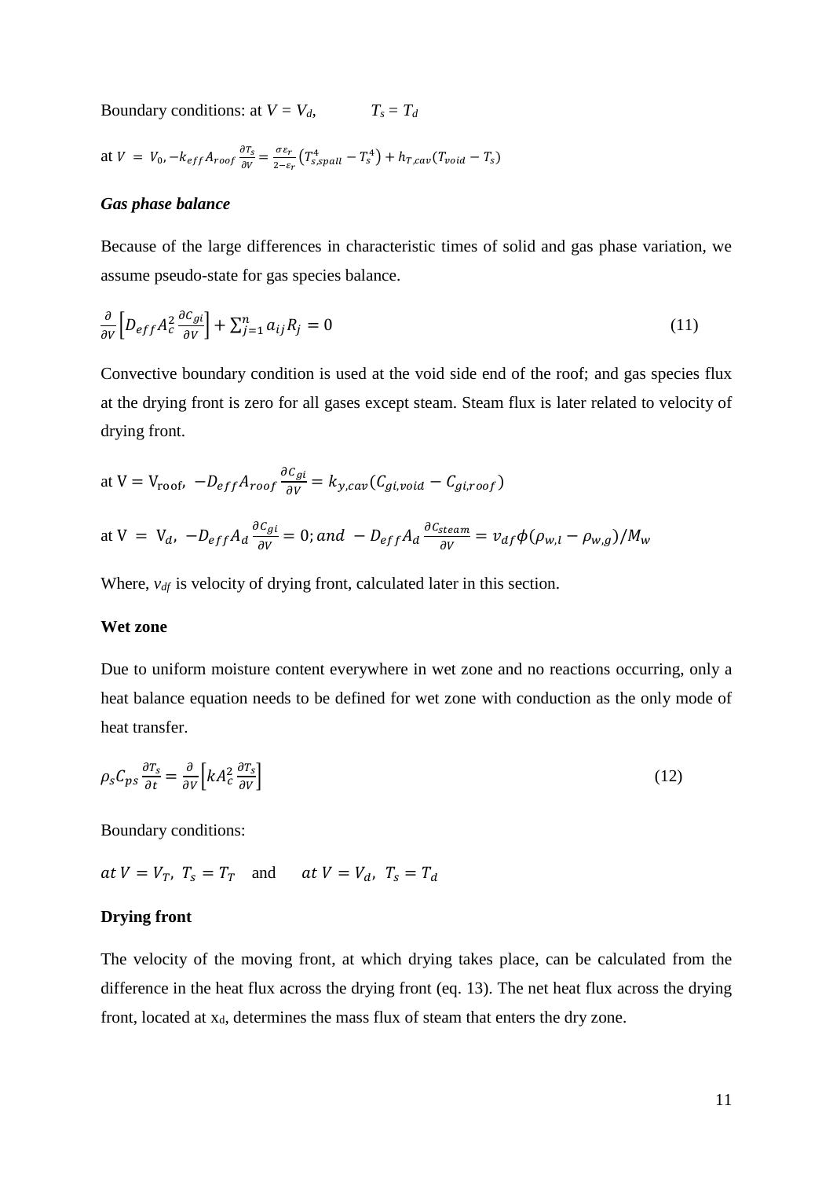Boundary conditions: at $V = V_d$, $T_s = T_d$

at $V = V_0, -k_{eff} A_{roof} \frac{\partial T_s}{\partial V} = \frac{\sigma \varepsilon_r}{2-\varepsilon_r}\left(T_{s,spall}^4 - T_s^4\right) + h_{T,cav}(T_{void} - T_s)$

***Gas phase balance***

Because of the large differences in characteristic times of solid and gas phase variation, we assume pseudo-state for gas species balance.

$$\frac{\partial}{\partial V}\left[D_{eff} A_c^2 \frac{\partial C_{gi}}{\partial V}\right] + \sum_{j=1}^{n} a_{ij} R_j = 0 \tag{11}$$

Convective boundary condition is used at the void side end of the roof; and gas species flux at the drying front is zero for all gases except steam. Steam flux is later related to velocity of drying front.

at $V = V_{roof}$, $-D_{eff} A_{roof} \frac{\partial C_{gi}}{\partial V} = k_{y,cav}(C_{gi,void} - C_{gi,roof})$

at $V = V_d$, $-D_{eff} A_d \frac{\partial C_{gi}}{\partial V} = 0$; and $-D_{eff} A_d \frac{\partial C_{steam}}{\partial V} = v_{df} \phi (\rho_{w,l} - \rho_{w,g})/M_w$

Where, $v_{df}$ is velocity of drying front, calculated later in this section.

**Wet zone**

Due to uniform moisture content everywhere in wet zone and no reactions occurring, only a heat balance equation needs to be defined for wet zone with conduction as the only mode of heat transfer.

$$\rho_s C_{ps} \frac{\partial T_s}{\partial t} = \frac{\partial}{\partial V}\left[k A_c^2 \frac{\partial T_s}{\partial V}\right] \tag{12}$$

Boundary conditions:

$at\ V = V_T,\ T_s = T_T$ and $at\ V = V_d,\ T_s = T_d$

**Drying front**

The velocity of the moving front, at which drying takes place, can be calculated from the difference in the heat flux across the drying front (eq. 13). The net heat flux across the drying front, located at $x_d$, determines the mass flux of steam that enters the dry zone.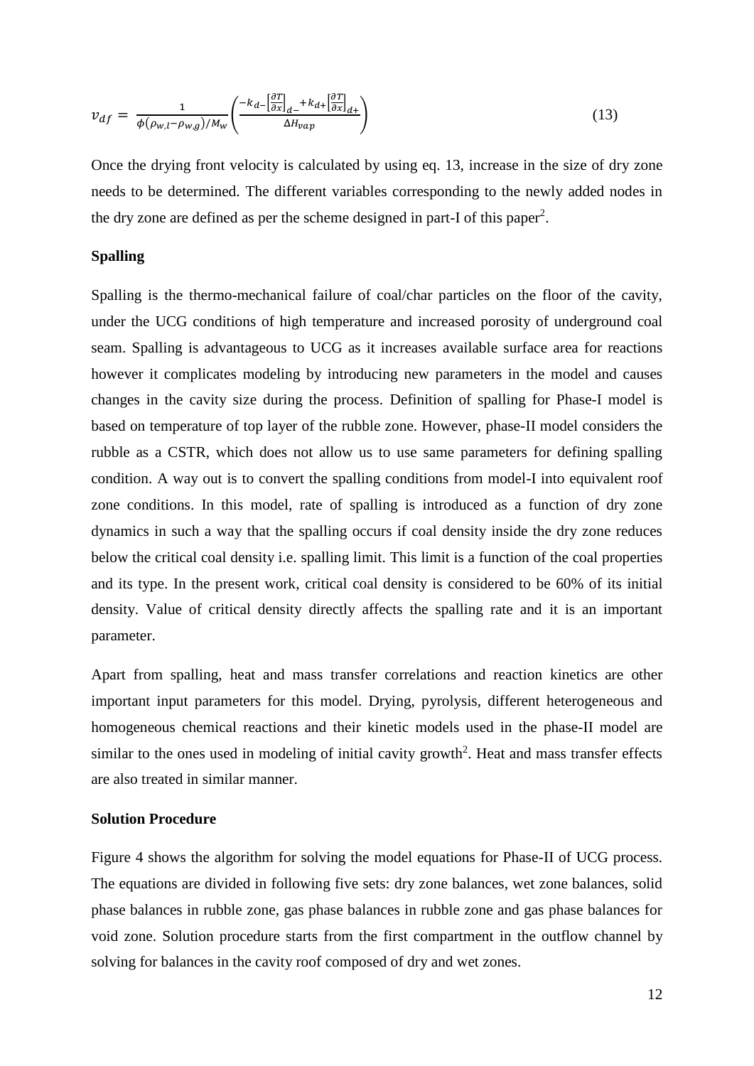$$v_{df} = \frac{1}{\phi(\rho_{w,l} - \rho_{w,g})/M_w} \left( \frac{-k_{d-}\left[\frac{\partial T}{\partial x}\right]_{d-} + k_{d+}\left[\frac{\partial T}{\partial x}\right]_{d+}}{\Delta H_{vap}} \right) \tag{13}$$

Once the drying front velocity is calculated by using eq. 13, increase in the size of dry zone needs to be determined. The different variables corresponding to the newly added nodes in the dry zone are defined as per the scheme designed in part-I of this paper[2].

**Spalling**

Spalling is the thermo-mechanical failure of coal/char particles on the floor of the cavity, under the UCG conditions of high temperature and increased porosity of underground coal seam. Spalling is advantageous to UCG as it increases available surface area for reactions however it complicates modeling by introducing new parameters in the model and causes changes in the cavity size during the process. Definition of spalling for Phase-I model is based on temperature of top layer of the rubble zone. However, phase-II model considers the rubble as a CSTR, which does not allow us to use same parameters for defining spalling condition. A way out is to convert the spalling conditions from model-I into equivalent roof zone conditions. In this model, rate of spalling is introduced as a function of dry zone dynamics in such a way that the spalling occurs if coal density inside the dry zone reduces below the critical coal density i.e. spalling limit. This limit is a function of the coal properties and its type. In the present work, critical coal density is considered to be 60% of its initial density. Value of critical density directly affects the spalling rate and it is an important parameter.

Apart from spalling, heat and mass transfer correlations and reaction kinetics are other important input parameters for this model. Drying, pyrolysis, different heterogeneous and homogeneous chemical reactions and their kinetic models used in the phase-II model are similar to the ones used in modeling of initial cavity growth[2]. Heat and mass transfer effects are also treated in similar manner.

**Solution Procedure**

Figure 4 shows the algorithm for solving the model equations for Phase-II of UCG process. The equations are divided in following five sets: dry zone balances, wet zone balances, solid phase balances in rubble zone, gas phase balances in rubble zone and gas phase balances for void zone. Solution procedure starts from the first compartment in the outflow channel by solving for balances in the cavity roof composed of dry and wet zones.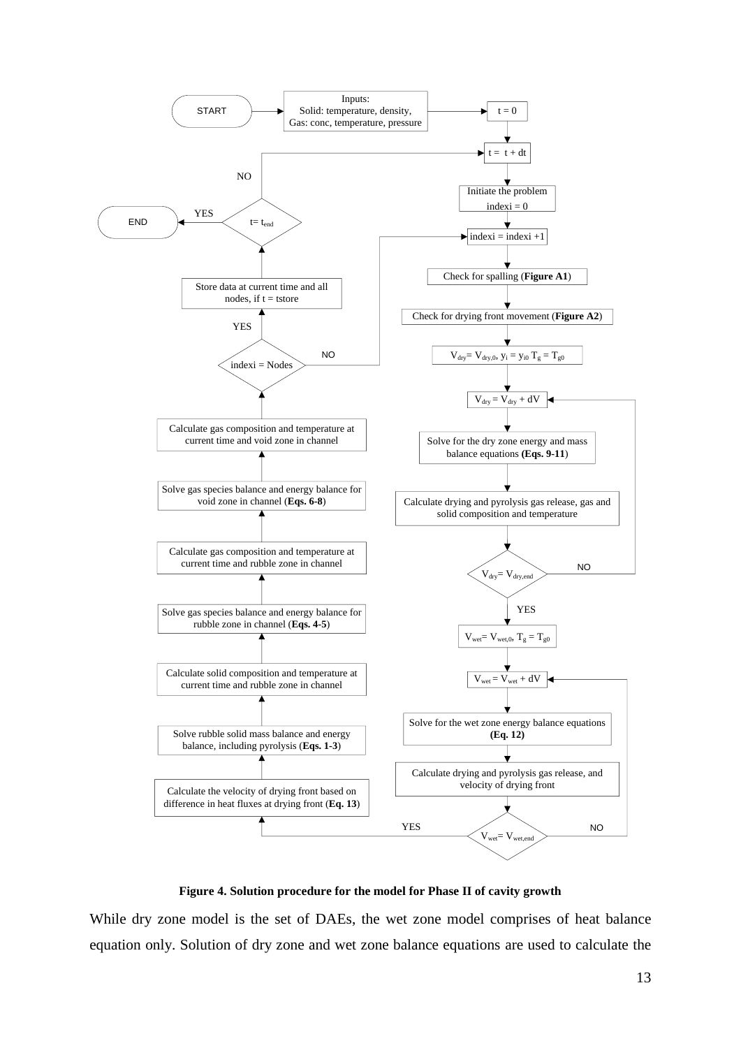**Figure 4. Solution procedure for the model for Phase II of cavity growth**

While dry zone model is the set of DAEs, the wet zone model comprises of heat balance equation only. Solution of dry zone and wet zone balance equations are used to calculate the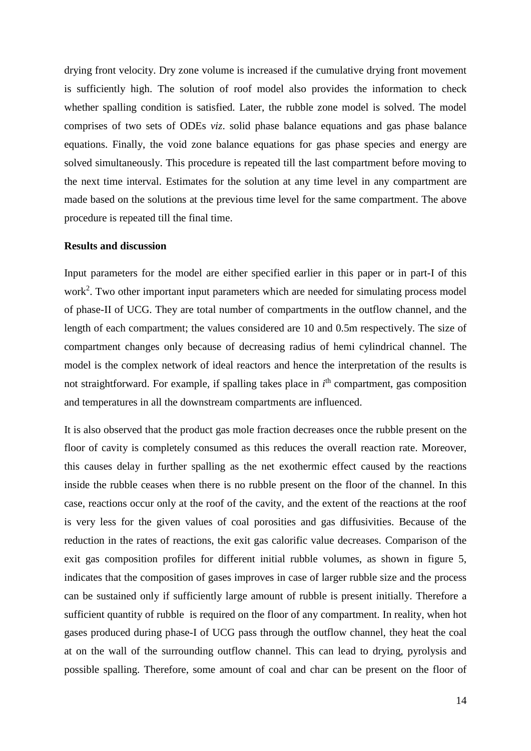drying front velocity. Dry zone volume is increased if the cumulative drying front movement is sufficiently high. The solution of roof model also provides the information to check whether spalling condition is satisfied. Later, the rubble zone model is solved. The model comprises of two sets of ODEs *viz*. solid phase balance equations and gas phase balance equations. Finally, the void zone balance equations for gas phase species and energy are solved simultaneously. This procedure is repeated till the last compartment before moving to the next time interval. Estimates for the solution at any time level in any compartment are made based on the solutions at the previous time level for the same compartment. The above procedure is repeated till the final time.

**Results and discussion**

Input parameters for the model are either specified earlier in this paper or in part-I of this work[2]. Two other important input parameters which are needed for simulating process model of phase-II of UCG. They are total number of compartments in the outflow channel, and the length of each compartment; the values considered are 10 and 0.5m respectively. The size of compartment changes only because of decreasing radius of hemi cylindrical channel. The model is the complex network of ideal reactors and hence the interpretation of the results is not straightforward. For example, if spalling takes place in $i^{th}$ compartment, gas composition and temperatures in all the downstream compartments are influenced.

It is also observed that the product gas mole fraction decreases once the rubble present on the floor of cavity is completely consumed as this reduces the overall reaction rate. Moreover, this causes delay in further spalling as the net exothermic effect caused by the reactions inside the rubble ceases when there is no rubble present on the floor of the channel. In this case, reactions occur only at the roof of the cavity, and the extent of the reactions at the roof is very less for the given values of coal porosities and gas diffusivities. Because of the reduction in the rates of reactions, the exit gas calorific value decreases. Comparison of the exit gas composition profiles for different initial rubble volumes, as shown in figure 5, indicates that the composition of gases improves in case of larger rubble size and the process can be sustained only if sufficiently large amount of rubble is present initially. Therefore a sufficient quantity of rubble is required on the floor of any compartment. In reality, when hot gases produced during phase-I of UCG pass through the outflow channel, they heat the coal at on the wall of the surrounding outflow channel. This can lead to drying, pyrolysis and possible spalling. Therefore, some amount of coal and char can be present on the floor of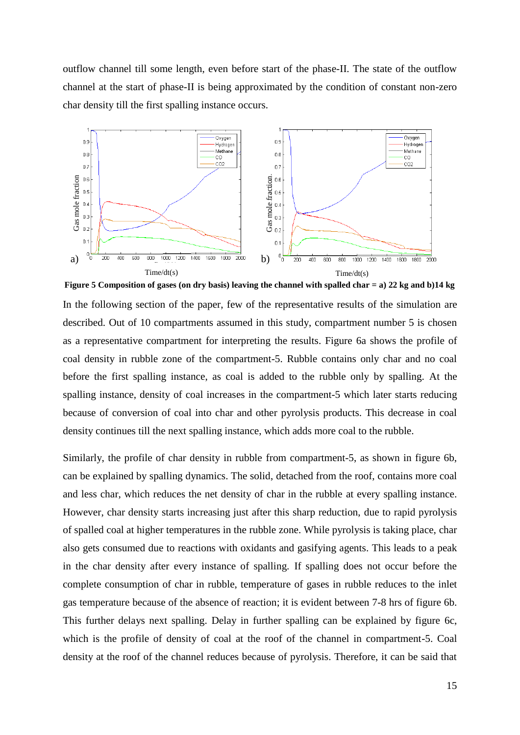outflow channel till some length, even before start of the phase-II. The state of the outflow channel at the start of phase-II is being approximated by the condition of constant non-zero char density till the first spalling instance occurs.

**Figure 5 Composition of gases (on dry basis) leaving the channel with spalled char = a) 22 kg and b)14 kg**

In the following section of the paper, few of the representative results of the simulation are described. Out of 10 compartments assumed in this study, compartment number 5 is chosen as a representative compartment for interpreting the results. Figure 6a shows the profile of coal density in rubble zone of the compartment-5. Rubble contains only char and no coal before the first spalling instance, as coal is added to the rubble only by spalling. At the spalling instance, density of coal increases in the compartment-5 which later starts reducing because of conversion of coal into char and other pyrolysis products. This decrease in coal density continues till the next spalling instance, which adds more coal to the rubble.

Similarly, the profile of char density in rubble from compartment-5, as shown in figure 6b, can be explained by spalling dynamics. The solid, detached from the roof, contains more coal and less char, which reduces the net density of char in the rubble at every spalling instance. However, char density starts increasing just after this sharp reduction, due to rapid pyrolysis of spalled coal at higher temperatures in the rubble zone. While pyrolysis is taking place, char also gets consumed due to reactions with oxidants and gasifying agents. This leads to a peak in the char density after every instance of spalling. If spalling does not occur before the complete consumption of char in rubble, temperature of gases in rubble reduces to the inlet gas temperature because of the absence of reaction; it is evident between 7-8 hrs of figure 6b. This further delays next spalling. Delay in further spalling can be explained by figure 6c, which is the profile of density of coal at the roof of the channel in compartment-5. Coal density at the roof of the channel reduces because of pyrolysis. Therefore, it can be said that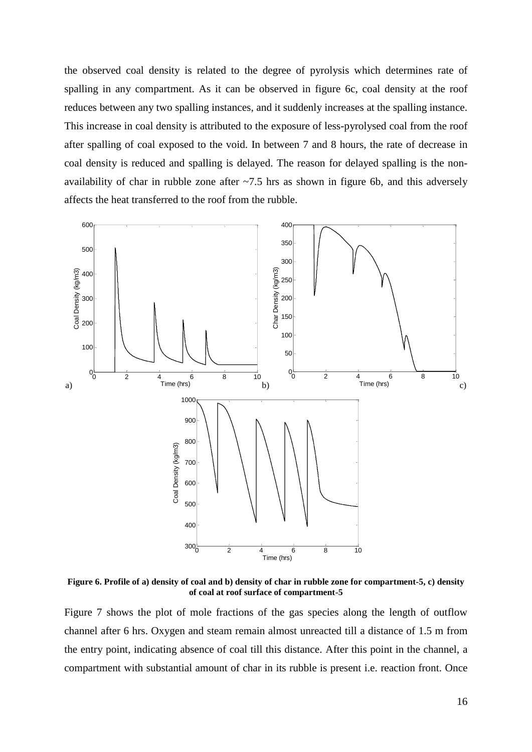the observed coal density is related to the degree of pyrolysis which determines rate of spalling in any compartment. As it can be observed in figure 6c, coal density at the roof reduces between any two spalling instances, and it suddenly increases at the spalling instance. This increase in coal density is attributed to the exposure of less-pyrolysed coal from the roof after spalling of coal exposed to the void. In between 7 and 8 hours, the rate of decrease in coal density is reduced and spalling is delayed. The reason for delayed spalling is the non-availability of char in rubble zone after ~7.5 hrs as shown in figure 6b, and this adversely affects the heat transferred to the roof from the rubble.

**Figure 6. Profile of a) density of coal and b) density of char in rubble zone for compartment-5, c) density of coal at roof surface of compartment-5**

Figure 7 shows the plot of mole fractions of the gas species along the length of outflow channel after 6 hrs. Oxygen and steam remain almost unreacted till a distance of 1.5 m from the entry point, indicating absence of coal till this distance. After this point in the channel, a compartment with substantial amount of char in its rubble is present i.e. reaction front. Once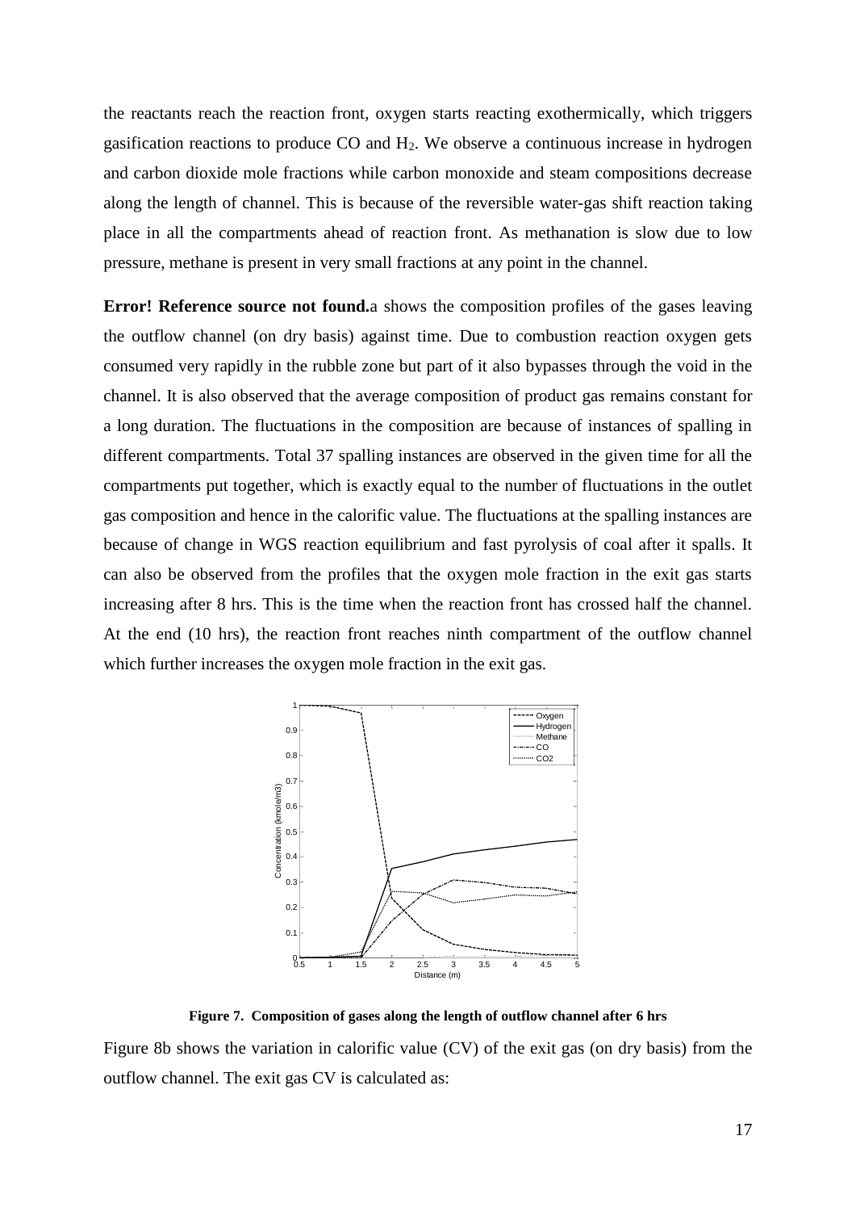the reactants reach the reaction front, oxygen starts reacting exothermically, which triggers gasification reactions to produce CO and $H_2$. We observe a continuous increase in hydrogen and carbon dioxide mole fractions while carbon monoxide and steam compositions decrease along the length of channel. This is because of the reversible water-gas shift reaction taking place in all the compartments ahead of reaction front. As methanation is slow due to low pressure, methane is present in very small fractions at any point in the channel.

**Error! Reference source not found.**a shows the composition profiles of the gases leaving the outflow channel (on dry basis) against time. Due to combustion reaction oxygen gets consumed very rapidly in the rubble zone but part of it also bypasses through the void in the channel. It is also observed that the average composition of product gas remains constant for a long duration. The fluctuations in the composition are because of instances of spalling in different compartments. Total 37 spalling instances are observed in the given time for all the compartments put together, which is exactly equal to the number of fluctuations in the outlet gas composition and hence in the calorific value. The fluctuations at the spalling instances are because of change in WGS reaction equilibrium and fast pyrolysis of coal after it spalls. It can also be observed from the profiles that the oxygen mole fraction in the exit gas starts increasing after 8 hrs. This is the time when the reaction front has crossed half the channel. At the end (10 hrs), the reaction front reaches ninth compartment of the outflow channel which further increases the oxygen mole fraction in the exit gas.

**Figure 7. Composition of gases along the length of outflow channel after 6 hrs**

Figure 8b shows the variation in calorific value (CV) of the exit gas (on dry basis) from the outflow channel. The exit gas CV is calculated as: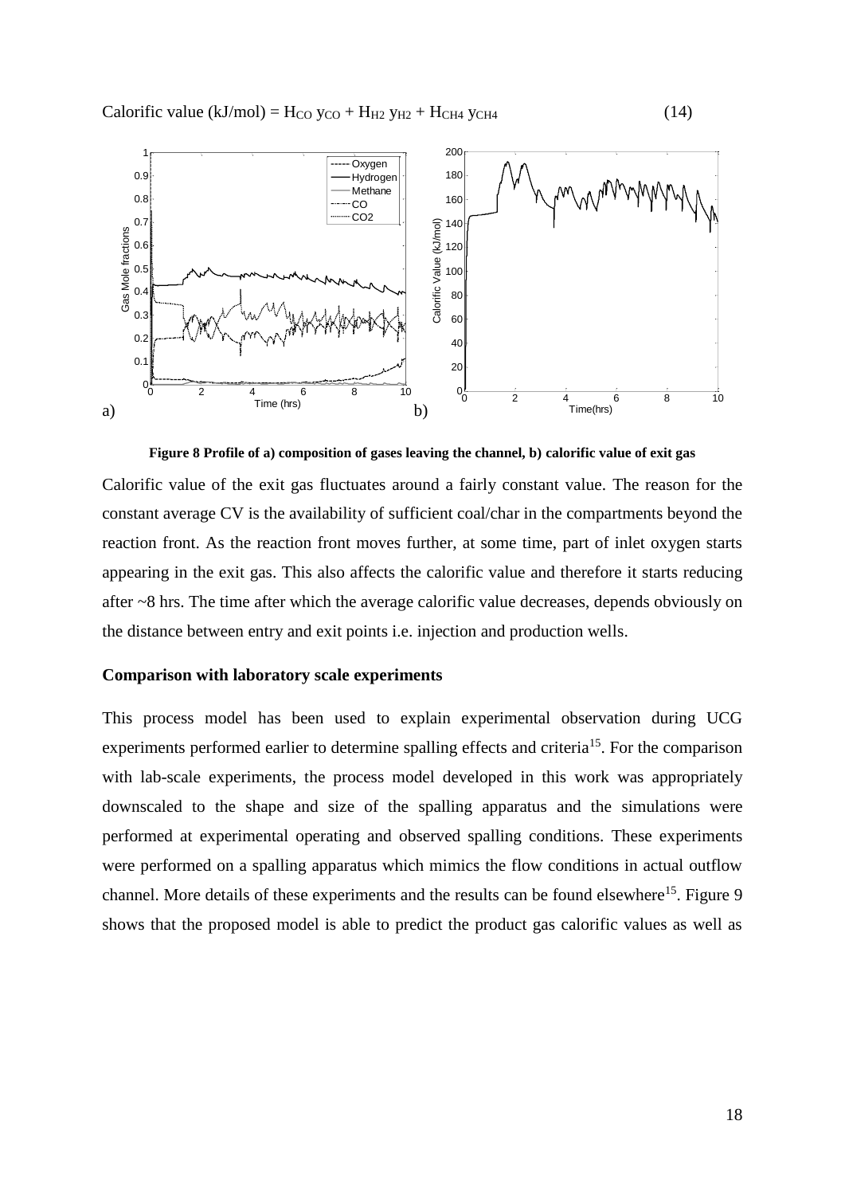$$\text{Calorific value (kJ/mol)} = H_{CO}\, y_{CO} + H_{H2}\, y_{H2} + H_{CH4}\, y_{CH4} \quad (14)$$

**Figure 8 Profile of a) composition of gases leaving the channel, b) calorific value of exit gas**

Calorific value of the exit gas fluctuates around a fairly constant value. The reason for the constant average CV is the availability of sufficient coal/char in the compartments beyond the reaction front. As the reaction front moves further, at some time, part of inlet oxygen starts appearing in the exit gas. This also affects the calorific value and therefore it starts reducing after ~8 hrs. The time after which the average calorific value decreases, depends obviously on the distance between entry and exit points i.e. injection and production wells.

### Comparison with laboratory scale experiments

This process model has been used to explain experimental observation during UCG experiments performed earlier to determine spalling effects and criteria[15]. For the comparison with lab-scale experiments, the process model developed in this work was appropriately downscaled to the shape and size of the spalling apparatus and the simulations were performed at experimental operating and observed spalling conditions. These experiments were performed on a spalling apparatus which mimics the flow conditions in actual outflow channel. More details of these experiments and the results can be found elsewhere[15]. Figure 9 shows that the proposed model is able to predict the product gas calorific values as well as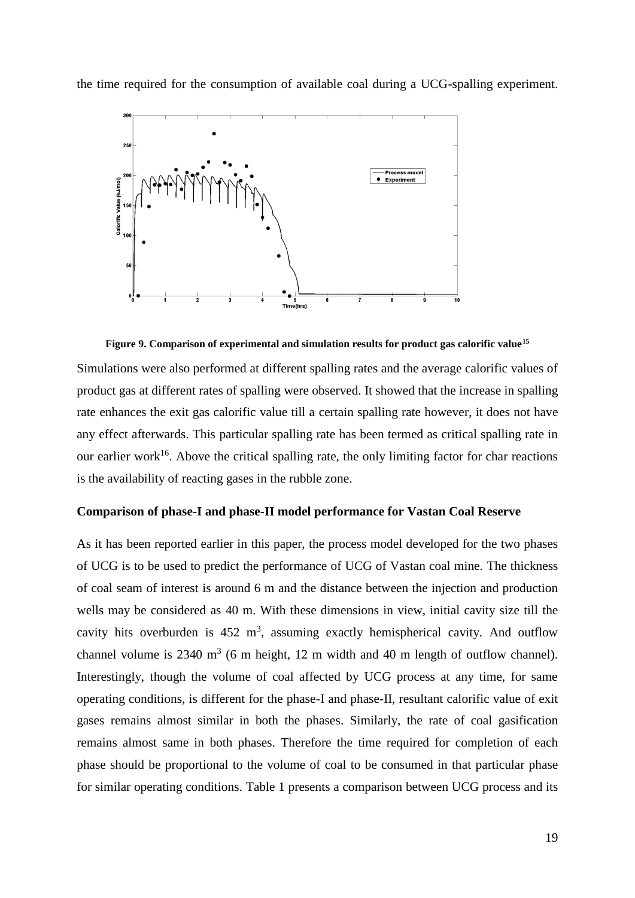the time required for the consumption of available coal during a UCG-spalling experiment.

Figure 9. Comparison of experimental and simulation results for product gas calorific value[15]

Simulations were also performed at different spalling rates and the average calorific values of product gas at different rates of spalling were observed. It showed that the increase in spalling rate enhances the exit gas calorific value till a certain spalling rate however, it does not have any effect afterwards. This particular spalling rate has been termed as critical spalling rate in our earlier work[16]. Above the critical spalling rate, the only limiting factor for char reactions is the availability of reacting gases in the rubble zone.

## Comparison of phase-I and phase-II model performance for Vastan Coal Reserve

As it has been reported earlier in this paper, the process model developed for the two phases of UCG is to be used to predict the performance of UCG of Vastan coal mine. The thickness of coal seam of interest is around 6 m and the distance between the injection and production wells may be considered as 40 m. With these dimensions in view, initial cavity size till the cavity hits overburden is 452 $m^3$, assuming exactly hemispherical cavity. And outflow channel volume is 2340 $m^3$ (6 m height, 12 m width and 40 m length of outflow channel). Interestingly, though the volume of coal affected by UCG process at any time, for same operating conditions, is different for the phase-I and phase-II, resultant calorific value of exit gases remains almost similar in both the phases. Similarly, the rate of coal gasification remains almost same in both phases. Therefore the time required for completion of each phase should be proportional to the volume of coal to be consumed in that particular phase for similar operating conditions. Table 1 presents a comparison between UCG process and its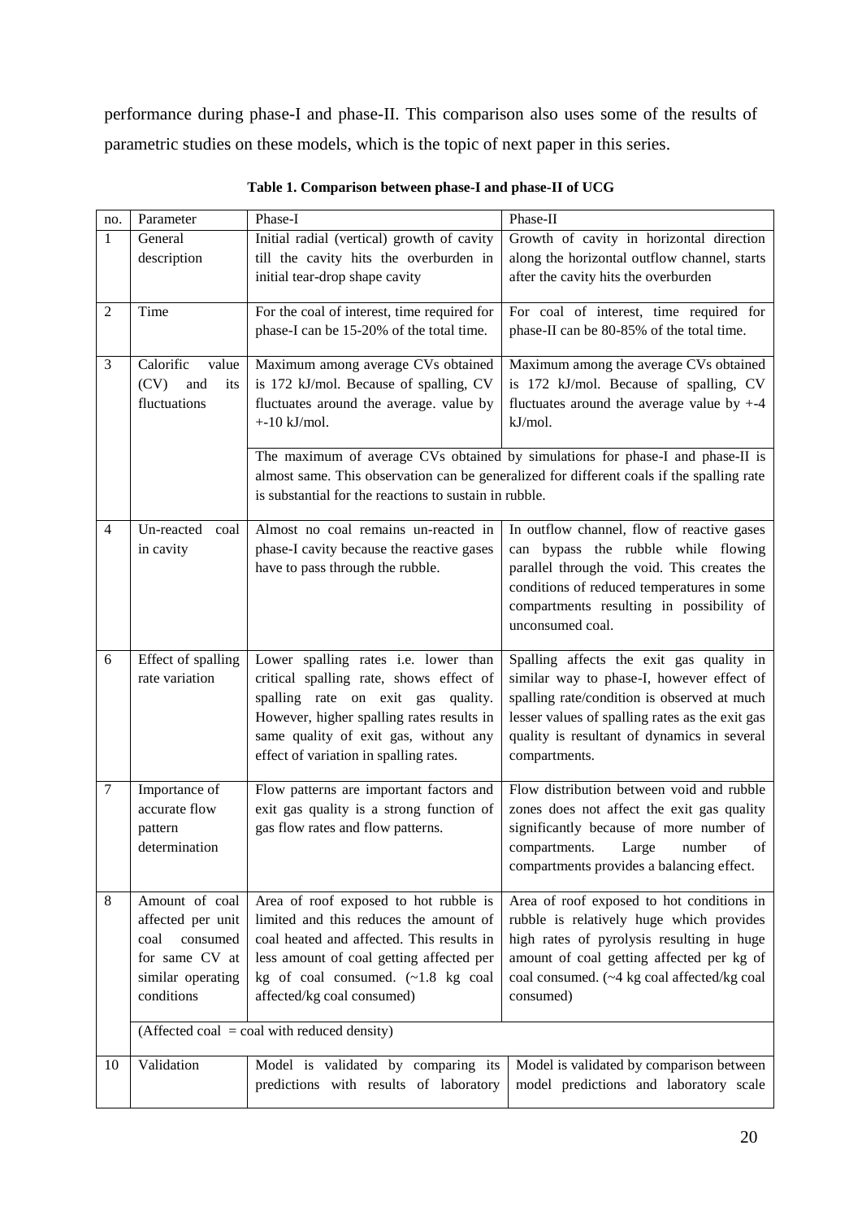performance during phase-I and phase-II. This comparison also uses some of the results of parametric studies on these models, which is the topic of next paper in this series.

**Table 1. Comparison between phase-I and phase-II of UCG**

| no. | Parameter | Phase-I | Phase-II |
|---|---|---|---|
| 1 | General description | Initial radial (vertical) growth of cavity till the cavity hits the overburden in initial tear-drop shape cavity | Growth of cavity in horizontal direction along the horizontal outflow channel, starts after the cavity hits the overburden |
| 2 | Time | For the coal of interest, time required for phase-I can be 15-20% of the total time. | For coal of interest, time required for phase-II can be 80-85% of the total time. |
| 3 | Calorific value (CV) and its fluctuations | Maximum among average CVs obtained is 172 kJ/mol. Because of spalling, CV fluctuates around the average. value by +-10 kJ/mol. | Maximum among the average CVs obtained is 172 kJ/mol. Because of spalling, CV fluctuates around the average value by +-4 kJ/mol. |
| | | The maximum of average CVs obtained by simulations for phase-I and phase-II is almost same. This observation can be generalized for different coals if the spalling rate is substantial for the reactions to sustain in rubble. | |
| 4 | Un-reacted coal in cavity | Almost no coal remains un-reacted in phase-I cavity because the reactive gases have to pass through the rubble. | In outflow channel, flow of reactive gases can bypass the rubble while flowing parallel through the void. This creates the conditions of reduced temperatures in some compartments resulting in possibility of unconsumed coal. |
| 6 | Effect of spalling rate variation | Lower spalling rates i.e. lower than critical spalling rate, shows effect of spalling rate on exit gas quality. However, higher spalling rates results in same quality of exit gas, without any effect of variation in spalling rates. | Spalling affects the exit gas quality in similar way to phase-I, however effect of spalling rate/condition is observed at much lesser values of spalling rates as the exit gas quality is resultant of dynamics in several compartments. |
| 7 | Importance of accurate flow pattern determination | Flow patterns are important factors and exit gas quality is a strong function of gas flow rates and flow patterns. | Flow distribution between void and rubble zones does not affect the exit gas quality significantly because of more number of compartments. Large number of compartments provides a balancing effect. |
| 8 | Amount of coal affected per unit coal consumed for same CV at similar operating conditions | Area of roof exposed to hot rubble is limited and this reduces the amount of coal heated and affected. This results in less amount of coal getting affected per kg of coal consumed. (~1.8 kg coal affected/kg coal consumed) | Area of roof exposed to hot conditions in rubble is relatively huge which provides high rates of pyrolysis resulting in huge amount of coal getting affected per kg of coal consumed. (~4 kg coal affected/kg coal consumed) |
| | (Affected coal = coal with reduced density) | | |
| 10 | Validation | Model is validated by comparing its predictions with results of laboratory | Model is validated by comparison between model predictions and laboratory scale |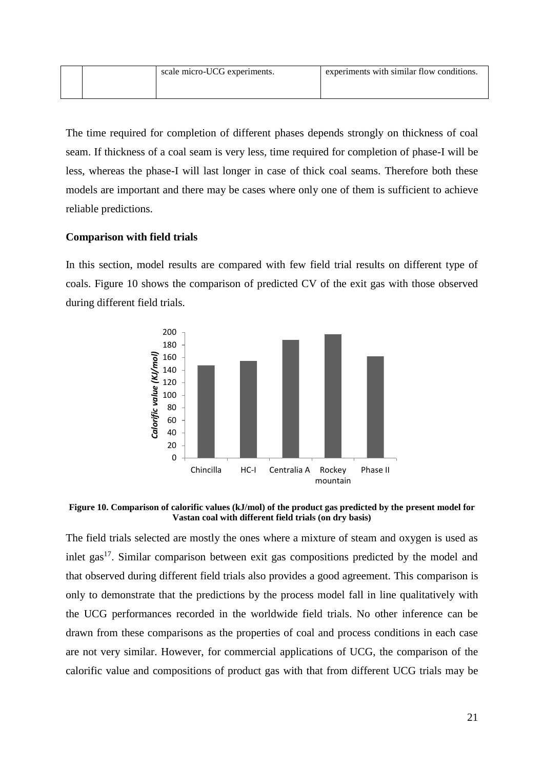|  |  | scale micro-UCG experiments. | experiments with similar flow conditions. |
|---|---|---|---|

The time required for completion of different phases depends strongly on thickness of coal seam. If thickness of a coal seam is very less, time required for completion of phase-I will be less, whereas the phase-I will last longer in case of thick coal seams. Therefore both these models are important and there may be cases where only one of them is sufficient to achieve reliable predictions.

**Comparison with field trials**

In this section, model results are compared with few field trial results on different type of coals. Figure 10 shows the comparison of predicted CV of the exit gas with those observed during different field trials.

**Figure 10. Comparison of calorific values (kJ/mol) of the product gas predicted by the present model for Vastan coal with different field trials (on dry basis)**

The field trials selected are mostly the ones where a mixture of steam and oxygen is used as inlet gas[17]. Similar comparison between exit gas compositions predicted by the model and that observed during different field trials also provides a good agreement. This comparison is only to demonstrate that the predictions by the process model fall in line qualitatively with the UCG performances recorded in the worldwide field trials. No other inference can be drawn from these comparisons as the properties of coal and process conditions in each case are not very similar. However, for commercial applications of UCG, the comparison of the calorific value and compositions of product gas with that from different UCG trials may be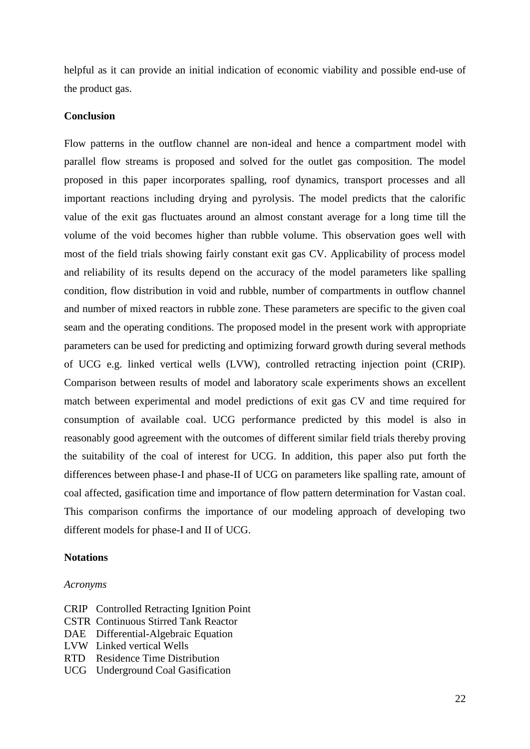helpful as it can provide an initial indication of economic viability and possible end-use of the product gas.

**Conclusion**

Flow patterns in the outflow channel are non-ideal and hence a compartment model with parallel flow streams is proposed and solved for the outlet gas composition. The model proposed in this paper incorporates spalling, roof dynamics, transport processes and all important reactions including drying and pyrolysis. The model predicts that the calorific value of the exit gas fluctuates around an almost constant average for a long time till the volume of the void becomes higher than rubble volume. This observation goes well with most of the field trials showing fairly constant exit gas CV. Applicability of process model and reliability of its results depend on the accuracy of the model parameters like spalling condition, flow distribution in void and rubble, number of compartments in outflow channel and number of mixed reactors in rubble zone. These parameters are specific to the given coal seam and the operating conditions. The proposed model in the present work with appropriate parameters can be used for predicting and optimizing forward growth during several methods of UCG e.g. linked vertical wells (LVW), controlled retracting injection point (CRIP). Comparison between results of model and laboratory scale experiments shows an excellent match between experimental and model predictions of exit gas CV and time required for consumption of available coal. UCG performance predicted by this model is also in reasonably good agreement with the outcomes of different similar field trials thereby proving the suitability of the coal of interest for UCG. In addition, this paper also put forth the differences between phase-I and phase-II of UCG on parameters like spalling rate, amount of coal affected, gasification time and importance of flow pattern determination for Vastan coal. This comparison confirms the importance of our modeling approach of developing two different models for phase-I and II of UCG.

**Notations**

*Acronyms*

CRIP Controlled Retracting Ignition Point
CSTR Continuous Stirred Tank Reactor
DAE Differential-Algebraic Equation
LVW Linked vertical Wells
RTD Residence Time Distribution
UCG Underground Coal Gasification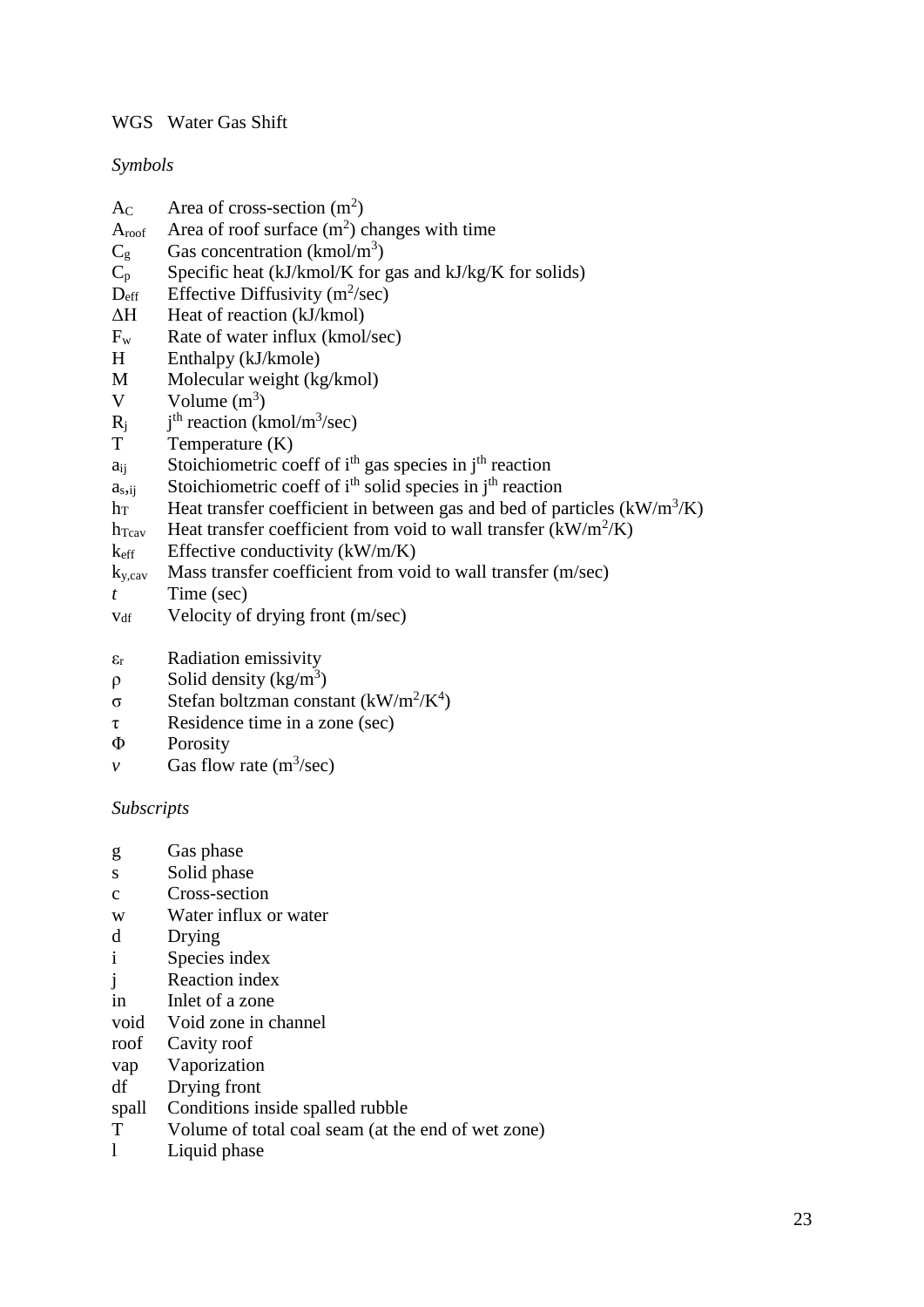WGS Water Gas Shift

*Symbols*

| | |
|---|---|
| $A_C$ | Area of cross-section ($m^2$) |
| $A_{roof}$ | Area of roof surface ($m^2$) changes with time |
| $C_g$ | Gas concentration ($kmol/m^3$) |
| $C_p$ | Specific heat (kJ/kmol/K for gas and kJ/kg/K for solids) |
| $D_{eff}$ | Effective Diffusivity ($m^2$/sec) |
| $\Delta H$ | Heat of reaction (kJ/kmol) |
| $F_w$ | Rate of water influx (kmol/sec) |
| H | Enthalpy (kJ/kmole) |
| M | Molecular weight (kg/kmol) |
| V | Volume ($m^3$) |
| $R_j$ | $j^{th}$ reaction (kmol/$m^3$/sec) |
| T | Temperature (K) |
| $a_{ij}$ | Stoichiometric coeff of $i^{th}$ gas species in $j^{th}$ reaction |
| $a_{s,ij}$ | Stoichiometric coeff of $i^{th}$ solid species in $j^{th}$ reaction |
| $h_T$ | Heat transfer coefficient in between gas and bed of particles (kW/$m^3$/K) |
| $h_{Tcav}$ | Heat transfer coefficient from void to wall transfer (kW/$m^2$/K) |
| $k_{eff}$ | Effective conductivity (kW/m/K) |
| $k_{y,cav}$ | Mass transfer coefficient from void to wall transfer (m/sec) |
| $t$ | Time (sec) |
| $v_{df}$ | Velocity of drying front (m/sec) |
| $\varepsilon_r$ | Radiation emissivity |
| $\rho$ | Solid density (kg/$m^3$) |
| $\sigma$ | Stefan boltzman constant (kW/$m^2$/$K^4$) |
| $\tau$ | Residence time in a zone (sec) |
| $\Phi$ | Porosity |
| $v$ | Gas flow rate ($m^3$/sec) |

*Subscripts*

| | |
|---|---|
| g | Gas phase |
| s | Solid phase |
| c | Cross-section |
| w | Water influx or water |
| d | Drying |
| i | Species index |
| j | Reaction index |
| in | Inlet of a zone |
| void | Void zone in channel |
| roof | Cavity roof |
| vap | Vaporization |
| df | Drying front |
| spall | Conditions inside spalled rubble |
| T | Volume of total coal seam (at the end of wet zone) |
| l | Liquid phase |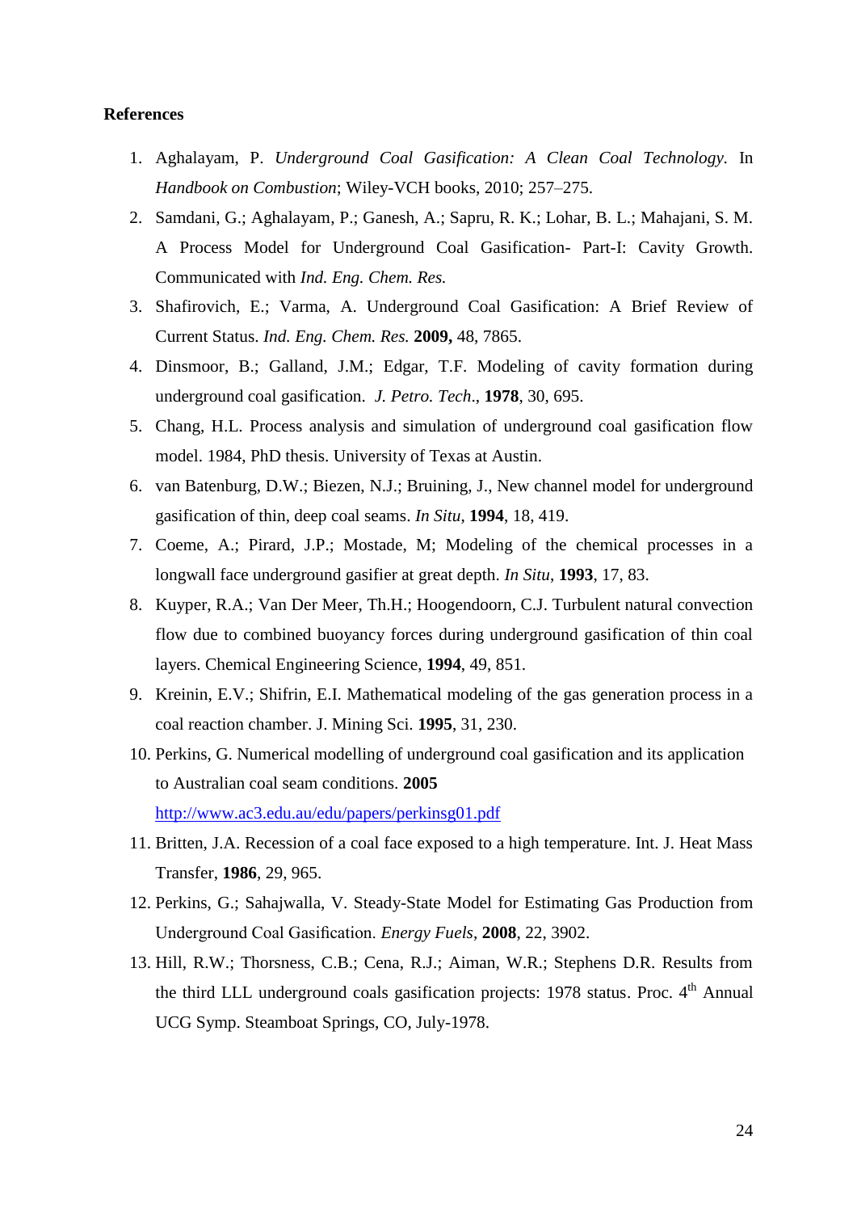**References**

1. Aghalayam, P. *Underground Coal Gasification: A Clean Coal Technology*. In *Handbook on Combustion*; Wiley-VCH books, 2010; 257–275.
2. Samdani, G.; Aghalayam, P.; Ganesh, A.; Sapru, R. K.; Lohar, B. L.; Mahajani, S. M. A Process Model for Underground Coal Gasification- Part-I: Cavity Growth. Communicated with *Ind. Eng. Chem. Res.*
3. Shafirovich, E.; Varma, A. Underground Coal Gasification: A Brief Review of Current Status. *Ind. Eng. Chem. Res.* **2009,** 48, 7865.
4. Dinsmoor, B.; Galland, J.M.; Edgar, T.F. Modeling of cavity formation during underground coal gasification. *J. Petro. Tech*., **1978**, 30, 695.
5. Chang, H.L. Process analysis and simulation of underground coal gasification flow model. 1984, PhD thesis. University of Texas at Austin.
6. van Batenburg, D.W.; Biezen, N.J.; Bruining, J., New channel model for underground gasification of thin, deep coal seams. *In Situ*, **1994**, 18, 419.
7. Coeme, A.; Pirard, J.P.; Mostade, M; Modeling of the chemical processes in a longwall face underground gasifier at great depth. *In Situ*, **1993**, 17, 83.
8. Kuyper, R.A.; Van Der Meer, Th.H.; Hoogendoorn, C.J. Turbulent natural convection flow due to combined buoyancy forces during underground gasification of thin coal layers. Chemical Engineering Science, **1994**, 49, 851.
9. Kreinin, E.V.; Shifrin, E.I. Mathematical modeling of the gas generation process in a coal reaction chamber. J. Mining Sci. **1995**, 31, 230.
10. Perkins, G. Numerical modelling of underground coal gasification and its application to Australian coal seam conditions. **2005** http://www.ac3.edu.au/edu/papers/perkinsg01.pdf
11. Britten, J.A. Recession of a coal face exposed to a high temperature. Int. J. Heat Mass Transfer, **1986**, 29, 965.
12. Perkins, G.; Sahajwalla, V. Steady-State Model for Estimating Gas Production from Underground Coal Gasification. *Energy Fuels*, **2008**, 22, 3902.
13. Hill, R.W.; Thorsness, C.B.; Cena, R.J.; Aiman, W.R.; Stephens D.R. Results from the third LLL underground coals gasification projects: 1978 status. Proc. 4th Annual UCG Symp. Steamboat Springs, CO, July-1978.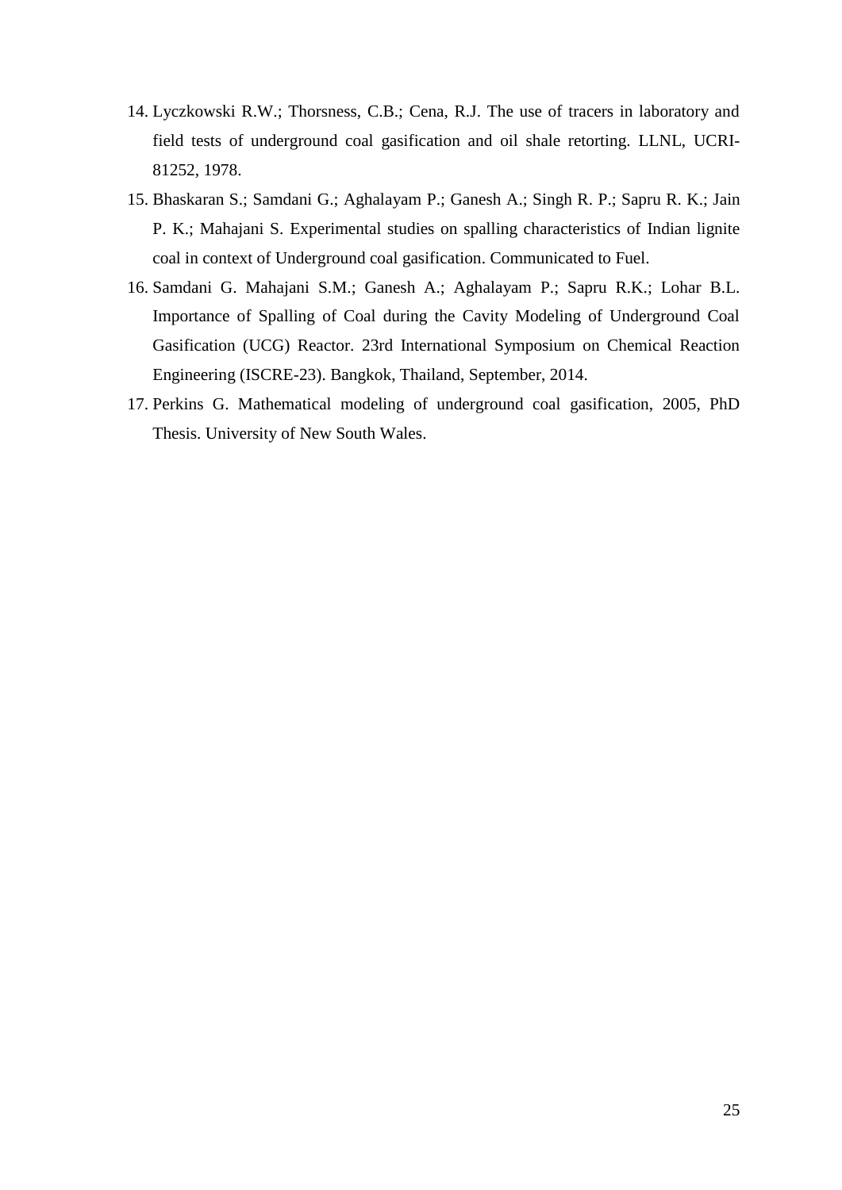14. Lyczkowski R.W.; Thorsness, C.B.; Cena, R.J. The use of tracers in laboratory and field tests of underground coal gasification and oil shale retorting. LLNL, UCRI-81252, 1978.
15. Bhaskaran S.; Samdani G.; Aghalayam P.; Ganesh A.; Singh R. P.; Sapru R. K.; Jain P. K.; Mahajani S. Experimental studies on spalling characteristics of Indian lignite coal in context of Underground coal gasification. Communicated to Fuel.
16. Samdani G. Mahajani S.M.; Ganesh A.; Aghalayam P.; Sapru R.K.; Lohar B.L. Importance of Spalling of Coal during the Cavity Modeling of Underground Coal Gasification (UCG) Reactor. 23rd International Symposium on Chemical Reaction Engineering (ISCRE-23). Bangkok, Thailand, September, 2014.
17. Perkins G. Mathematical modeling of underground coal gasification, 2005, PhD Thesis. University of New South Wales.